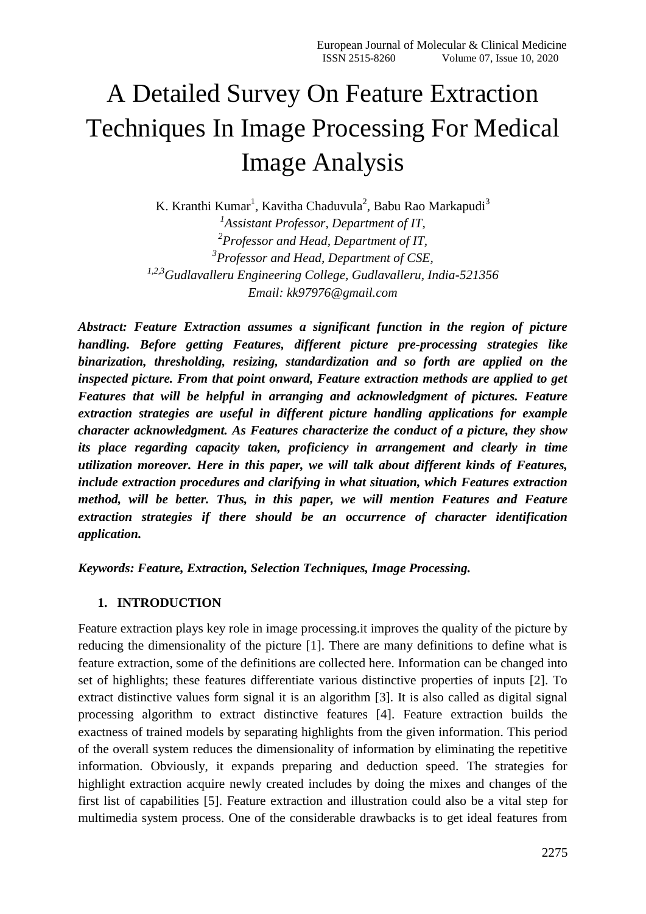# A Detailed Survey On Feature Extraction Techniques In Image Processing For Medical Image Analysis

K. Kranthi Kumar[1], Kavitha Chaduvula[2], Babu Rao Markapudi[3]

*[1]Assistant Professor, Department of IT,*
*[2]Professor and Head, Department of IT,*
*[3]Professor and Head, Department of CSE,*
*[1,2,3]Gudlavalleru Engineering College, Gudlavalleru, India-521356*
*Email: kk97976@gmail.com*

***Abstract: Feature Extraction assumes a significant function in the region of picture handling. Before getting Features, different picture pre-processing strategies like binarization, thresholding, resizing, standardization and so forth are applied on the inspected picture. From that point onward, Feature extraction methods are applied to get Features that will be helpful in arranging and acknowledgment of pictures. Feature extraction strategies are useful in different picture handling applications for example character acknowledgment. As Features characterize the conduct of a picture, they show its place regarding capacity taken, proficiency in arrangement and clearly in time utilization moreover. Here in this paper, we will talk about different kinds of Features, include extraction procedures and clarifying in what situation, which Features extraction method, will be better. Thus, in this paper, we will mention Features and Feature extraction strategies if there should be an occurrence of character identification application.***

***Keywords: Feature, Extraction, Selection Techniques, Image Processing.***

## 1. INTRODUCTION

Feature extraction plays key role in image processing.it improves the quality of the picture by reducing the dimensionality of the picture [1]. There are many definitions to define what is feature extraction, some of the definitions are collected here. Information can be changed into set of highlights; these features differentiate various distinctive properties of inputs [2]. To extract distinctive values form signal it is an algorithm [3]. It is also called as digital signal processing algorithm to extract distinctive features [4]. Feature extraction builds the exactness of trained models by separating highlights from the given information. This period of the overall system reduces the dimensionality of information by eliminating the repetitive information. Obviously, it expands preparing and deduction speed. The strategies for highlight extraction acquire newly created includes by doing the mixes and changes of the first list of capabilities [5]. Feature extraction and illustration could also be a vital step for multimedia system process. One of the considerable drawbacks is to get ideal features from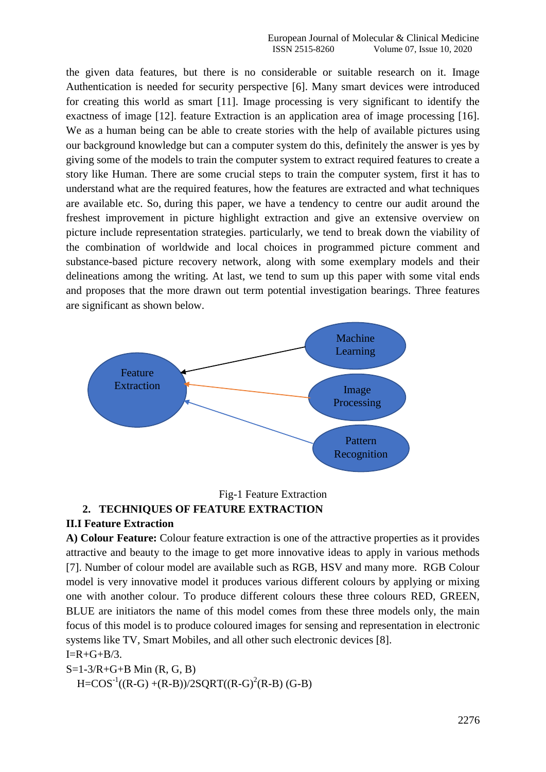the given data features, but there is no considerable or suitable research on it. Image Authentication is needed for security perspective [6]. Many smart devices were introduced for creating this world as smart [11]. Image processing is very significant to identify the exactness of image [12]. feature Extraction is an application area of image processing [16]. We as a human being can be able to create stories with the help of available pictures using our background knowledge but can a computer system do this, definitely the answer is yes by giving some of the models to train the computer system to extract required features to create a story like Human. There are some crucial steps to train the computer system, first it has to understand what are the required features, how the features are extracted and what techniques are available etc. So, during this paper, we have a tendency to centre our audit around the freshest improvement in picture highlight extraction and give an extensive overview on picture include representation strategies. particularly, we tend to break down the viability of the combination of worldwide and local choices in programmed picture comment and substance-based picture recovery network, along with some exemplary models and their delineations among the writing. At last, we tend to sum up this paper with some vital ends and proposes that the more drawn out term potential investigation bearings. Three features are significant as shown below.

Feature Extraction ← Machine Learning; Feature Extraction ← Image Processing; Feature Extraction ← Pattern Recognition

Fig-1 Feature Extraction

## 2. TECHNIQUES OF FEATURE EXTRACTION

### II.I Feature Extraction

**A) Colour Feature:** Colour feature extraction is one of the attractive properties as it provides attractive and beauty to the image to get more innovative ideas to apply in various methods [7]. Number of colour model are available such as RGB, HSV and many more. RGB Colour model is very innovative model it produces various different colours by applying or mixing one with another colour. To produce different colours these three colours RED, GREEN, BLUE are initiators the name of this model comes from these three models only, the main focus of this model is to produce coloured images for sensing and representation in electronic systems like TV, Smart Mobiles, and all other such electronic devices [8].

$I=R+G+B/3.$

$S=1-3/R+G+B \text{ Min } (R, G, B)$

$H=COS^{-1}((R-G)+(R-B))/2SQRT((R-G)^{2}(R-B)(G-B)$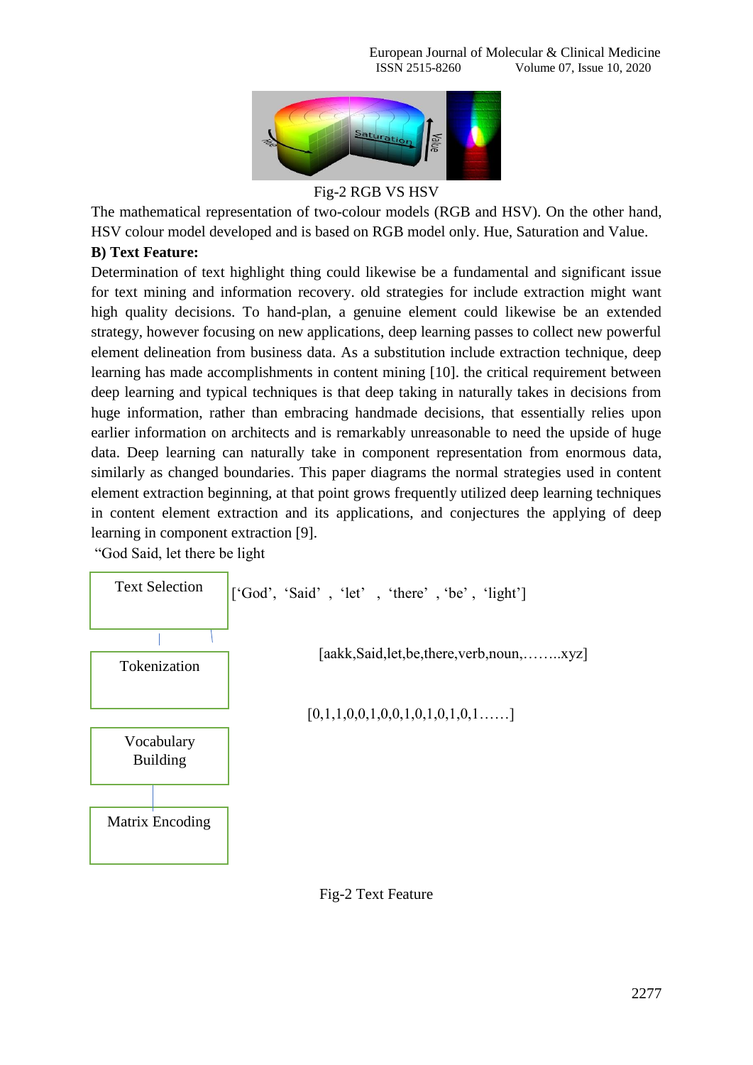Fig-2 RGB VS HSV

The mathematical representation of two-colour models (RGB and HSV). On the other hand, HSV colour model developed and is based on RGB model only. Hue, Saturation and Value.

**B) Text Feature:**

Determination of text highlight thing could likewise be a fundamental and significant issue for text mining and information recovery. old strategies for include extraction might want high quality decisions. To hand-plan, a genuine element could likewise be an extended strategy, however focusing on new applications, deep learning passes to collect new powerful element delineation from business data. As a substitution include extraction technique, deep learning has made accomplishments in content mining [10]. the critical requirement between deep learning and typical techniques is that deep taking in naturally takes in decisions from huge information, rather than embracing handmade decisions, that essentially relies upon earlier information on architects and is remarkably unreasonable to need the upside of huge data. Deep learning can naturally take in component representation from enormous data, similarly as changed boundaries. This paper diagrams the normal strategies used in content element extraction beginning, at that point grows frequently utilized deep learning techniques in content element extraction and its applications, and conjectures the applying of deep learning in component extraction [9].

"God Said, let there be light

Text Selection → ['God', 'Said' , 'let' , 'there' , 'be' , 'light']

Tokenization → [aakk,Said,let,be,there,verb,noun,……..xyz]

Vocabulary Building → [0,1,1,0,0,1,0,0,1,0,1,0,1,0,1……]

Matrix Encoding

Fig-2 Text Feature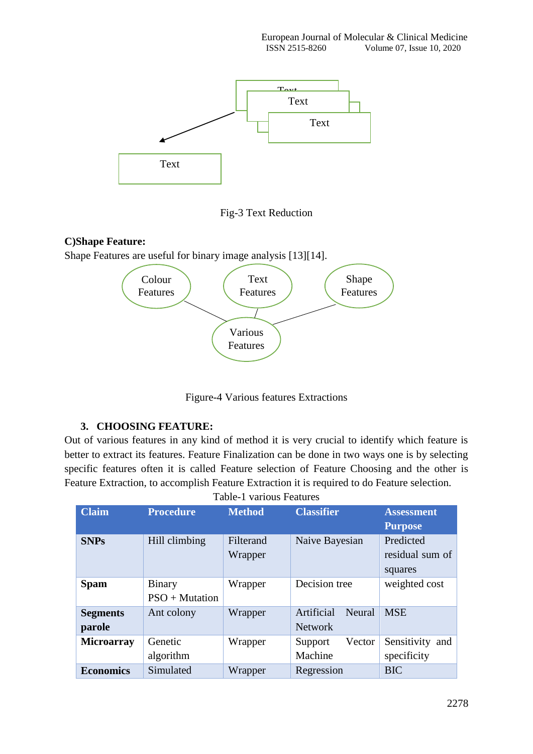Fig-3 Text Reduction

**C)Shape Feature:**

Shape Features are useful for binary image analysis [13][14].

Figure-4 Various features Extractions

### 3. CHOOSING FEATURE:

Out of various features in any kind of method it is very crucial to identify which feature is better to extract its features. Feature Finalization can be done in two ways one is by selecting specific features often it is called Feature selection of Feature Choosing and the other is Feature Extraction, to accomplish Feature Extraction it is required to do Feature selection.

Table-1 various Features

| Claim | Procedure | Method | Classifier | Assessment Purpose |
|---|---|---|---|---|
| **SNPs** | Hill climbing | Filterand Wrapper | Naive Bayesian | Predicted residual sum of squares |
| **Spam** | Binary PSO + Mutation | Wrapper | Decision tree | weighted cost |
| **Segments parole** | Ant colony | Wrapper | Artificial Neural Network | MSE |
| **Microarray** | Genetic algorithm | Wrapper | Support Vector Machine | Sensitivity and specificity |
| **Economics** | Simulated | Wrapper | Regression | BIC |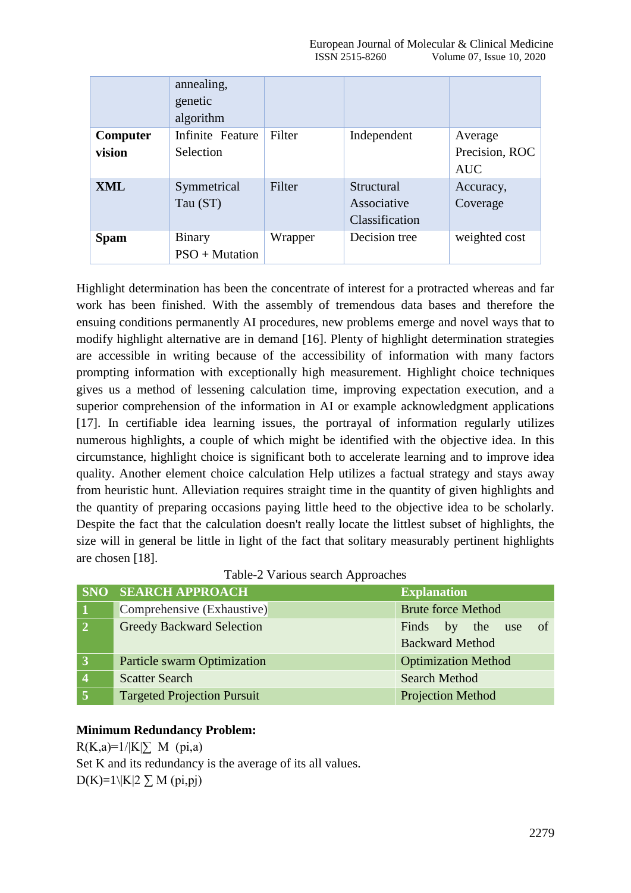| | annealing, genetic algorithm | | | |
|---|---|---|---|---|
| **Computer vision** | Infinite Feature Selection | Filter | Independent | Average Precision, ROC AUC |
| **XML** | Symmetrical Tau (ST) | Filter | Structural Associative Classification | Accuracy, Coverage |
| **Spam** | Binary PSO + Mutation | Wrapper | Decision tree | weighted cost |

Highlight determination has been the concentrate of interest for a protracted whereas and far work has been finished. With the assembly of tremendous data bases and therefore the ensuing conditions permanently AI procedures, new problems emerge and novel ways that to modify highlight alternative are in demand [16]. Plenty of highlight determination strategies are accessible in writing because of the accessibility of information with many factors prompting information with exceptionally high measurement. Highlight choice techniques gives us a method of lessening calculation time, improving expectation execution, and a superior comprehension of the information in AI or example acknowledgment applications [17]. In certifiable idea learning issues, the portrayal of information regularly utilizes numerous highlights, a couple of which might be identified with the objective idea. In this circumstance, highlight choice is significant both to accelerate learning and to improve idea quality. Another element choice calculation Help utilizes a factual strategy and stays away from heuristic hunt. Alleviation requires straight time in the quantity of given highlights and the quantity of preparing occasions paying little heed to the objective idea to be scholarly. Despite the fact that the calculation doesn't really locate the littlest subset of highlights, the size will in general be little in light of the fact that solitary measurably pertinent highlights are chosen [18].

Table-2 Various search Approaches

| SNO | SEARCH APPROACH | Explanation |
|---|---|---|
| 1 | Comprehensive (Exhaustive) | Brute force Method |
| 2 | Greedy Backward Selection | Finds by the use of Backward Method |
| 3 | Particle swarm Optimization | Optimization Method |
| 4 | Scatter Search | Search Method |
| 5 | Targeted Projection Pursuit | Projection Method |

**Minimum Redundancy Problem:**

R(K,a)=1/|K|∑ M (pi,a)

Set K and its redundancy is the average of its all values.

D(K)=1\|K|2 ∑ M (pi,pj)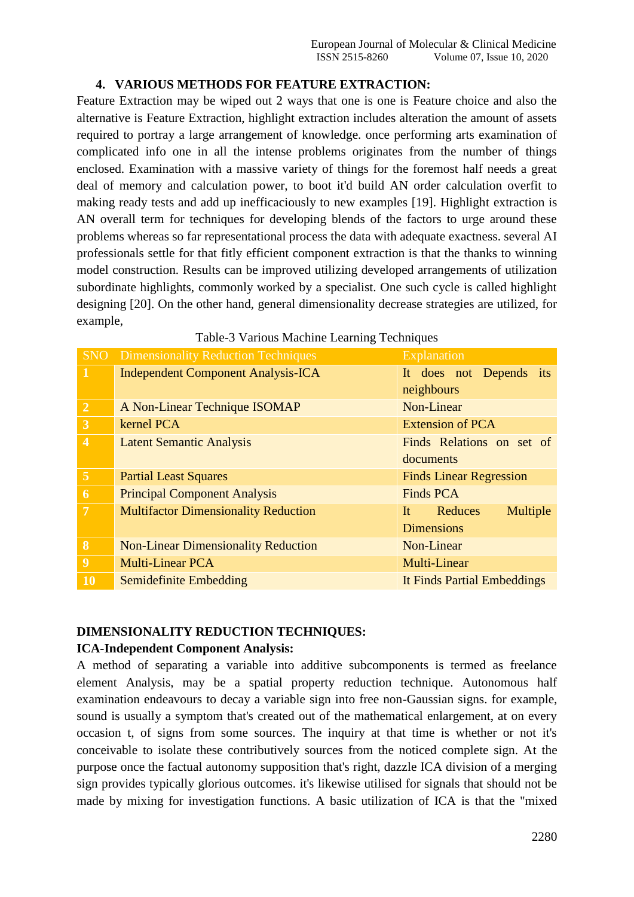## 4. VARIOUS METHODS FOR FEATURE EXTRACTION:

Feature Extraction may be wiped out 2 ways that one is one is Feature choice and also the alternative is Feature Extraction, highlight extraction includes alteration the amount of assets required to portray a large arrangement of knowledge. once performing arts examination of complicated info one in all the intense problems originates from the number of things enclosed. Examination with a massive variety of things for the foremost half needs a great deal of memory and calculation power, to boot it'd build AN order calculation overfit to making ready tests and add up inefficaciously to new examples [19]. Highlight extraction is AN overall term for techniques for developing blends of the factors to urge around these problems whereas so far representational process the data with adequate exactness. several AI professionals settle for that fitly efficient component extraction is that the thanks to winning model construction. Results can be improved utilizing developed arrangements of utilization subordinate highlights, commonly worked by a specialist. One such cycle is called highlight designing [20]. On the other hand, general dimensionality decrease strategies are utilized, for example,

Table-3 Various Machine Learning Techniques

| SNO | Dimensionality Reduction Techniques | Explanation |
|---|---|---|
| 1 | Independent Component Analysis-ICA | It does not Depends its neighbours |
| 2 | A Non-Linear Technique ISOMAP | Non-Linear |
| 3 | kernel PCA | Extension of PCA |
| 4 | Latent Semantic Analysis | Finds Relations on set of documents |
| 5 | Partial Least Squares | Finds Linear Regression |
| 6 | Principal Component Analysis | Finds PCA |
| 7 | Multifactor Dimensionality Reduction | It Reduces Multiple Dimensions |
| 8 | Non-Linear Dimensionality Reduction | Non-Linear |
| 9 | Multi-Linear PCA | Multi-Linear |
| 10 | Semidefinite Embedding | It Finds Partial Embeddings |

**DIMENSIONALITY REDUCTION TECHNIQUES:**

**ICA-Independent Component Analysis:**

A method of separating a variable into additive subcomponents is termed as freelance element Analysis, may be a spatial property reduction technique. Autonomous half examination endeavours to decay a variable sign into free non-Gaussian signs. for example, sound is usually a symptom that's created out of the mathematical enlargement, at on every occasion t, of signs from some sources. The inquiry at that time is whether or not it's conceivable to isolate these contributively sources from the noticed complete sign. At the purpose once the factual autonomy supposition that's right, dazzle ICA division of a merging sign provides typically glorious outcomes. it's likewise utilised for signals that should not be made by mixing for investigation functions. A basic utilization of ICA is that the "mixed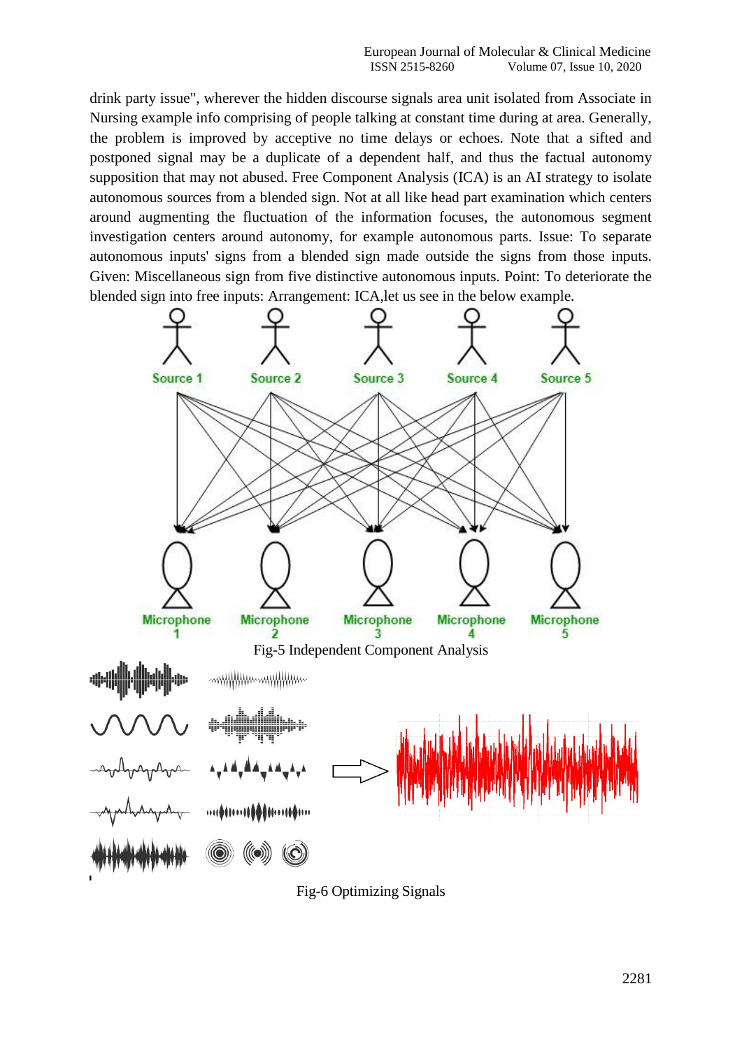drink party issue", wherever the hidden discourse signals area unit isolated from Associate in Nursing example info comprising of people talking at constant time during at area. Generally, the problem is improved by acceptive no time delays or echoes. Note that a sifted and postponed signal may be a duplicate of a dependent half, and thus the factual autonomy supposition that may not abused. Free Component Analysis (ICA) is an AI strategy to isolate autonomous sources from a blended sign. Not at all like head part examination which centers around augmenting the fluctuation of the information focuses, the autonomous segment investigation centers around autonomy, for example autonomous parts. Issue: To separate autonomous inputs' signs from a blended sign made outside the signs from those inputs. Given: Miscellaneous sign from five distinctive autonomous inputs. Point: To deteriorate the blended sign into free inputs: Arrangement: ICA,let us see in the below example.

Fig-5 Independent Component Analysis

Fig-6 Optimizing Signals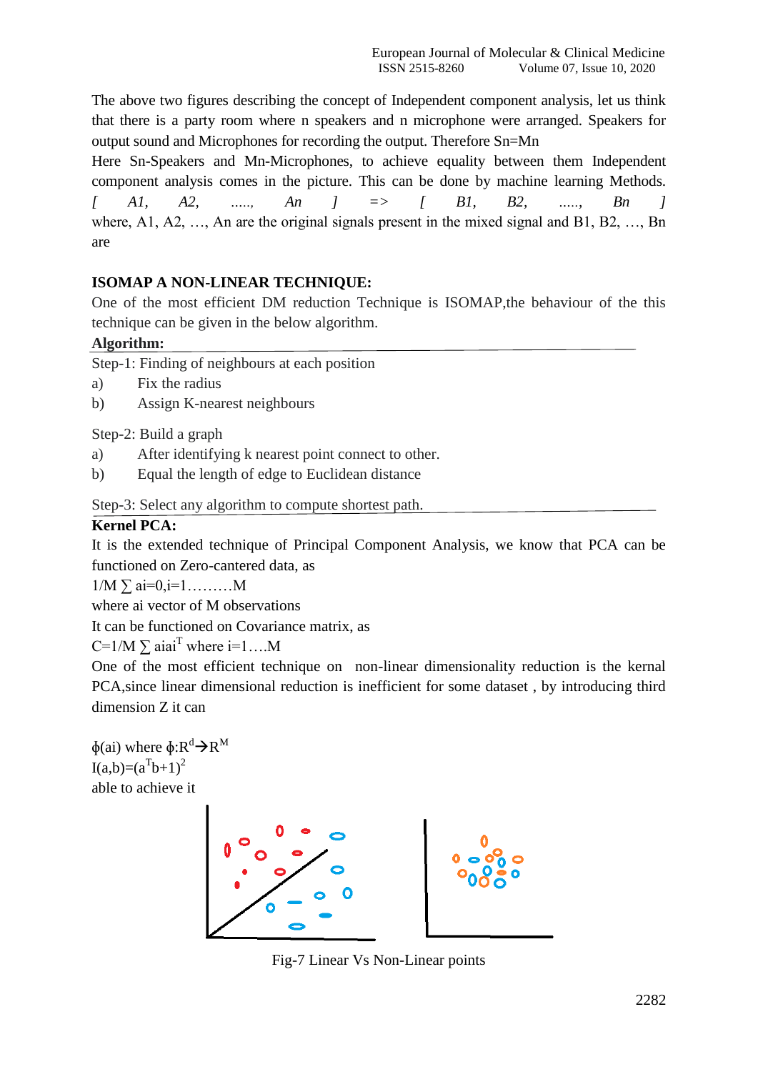The above two figures describing the concept of Independent component analysis, let us think that there is a party room where n speakers and n microphone were arranged. Speakers for output sound and Microphones for recording the output. Therefore Sn=Mn

Here Sn-Speakers and Mn-Microphones, to achieve equality between them Independent component analysis comes in the picture. This can be done by machine learning Methods.

*[ A1, A2, ....., An ] => [ B1, B2, ....., Bn ]*

where, A1, A2, …, An are the original signals present in the mixed signal and B1, B2, …, Bn are

**ISOMAP A NON-LINEAR TECHNIQUE:**

One of the most efficient DM reduction Technique is ISOMAP,the behaviour of the this technique can be given in the below algorithm.

**Algorithm:**

Step-1: Finding of neighbours at each position

a) Fix the radius
b) Assign K-nearest neighbours

Step-2: Build a graph

a) After identifying k nearest point connect to other.
b) Equal the length of edge to Euclidean distance

Step-3: Select any algorithm to compute shortest path.

**Kernel PCA:**

It is the extended technique of Principal Component Analysis, we know that PCA can be functioned on Zero-cantered data, as

$1/M \sum ai=0, i=1 \ldots\ldots\ldots M$

where ai vector of M observations

It can be functioned on Covariance matrix, as

$C=1/M \sum aiai^T$ where $i=1 \ldots . M$

One of the most efficient technique on non-linear dimensionality reduction is the kernal PCA,since linear dimensional reduction is inefficient for some dataset , by introducing third dimension Z it can

$\phi(ai)$ where $\phi:R^d \rightarrow R^M$

$I(a,b)=(a^Tb+1)^2$

able to achieve it

Fig-7 Linear Vs Non-Linear points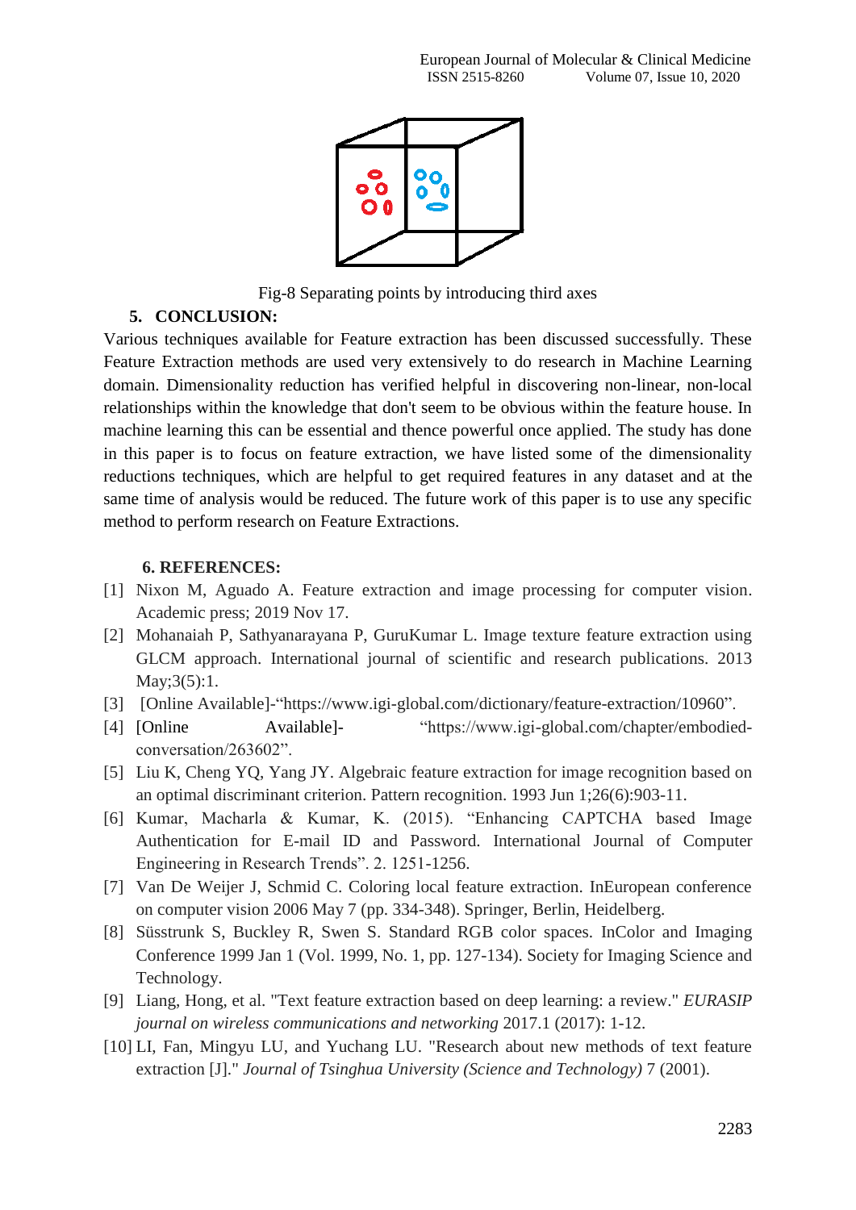Fig-8 Separating points by introducing third axes

## 5. CONCLUSION:

Various techniques available for Feature extraction has been discussed successfully. These Feature Extraction methods are used very extensively to do research in Machine Learning domain. Dimensionality reduction has verified helpful in discovering non-linear, non-local relationships within the knowledge that don't seem to be obvious within the feature house. In machine learning this can be essential and thence powerful once applied. The study has done in this paper is to focus on feature extraction, we have listed some of the dimensionality reductions techniques, which are helpful to get required features in any dataset and at the same time of analysis would be reduced. The future work of this paper is to use any specific method to perform research on Feature Extractions.

## 6. REFERENCES:

[1] Nixon M, Aguado A. Feature extraction and image processing for computer vision. Academic press; 2019 Nov 17.

[2] Mohanaiah P, Sathyanarayana P, GuruKumar L. Image texture feature extraction using GLCM approach. International journal of scientific and research publications. 2013 May;3(5):1.

[3] [Online Available]-"https://www.igi-global.com/dictionary/feature-extraction/10960".

[4] [Online Available]- "https://www.igi-global.com/chapter/embodied-conversation/263602".

[5] Liu K, Cheng YQ, Yang JY. Algebraic feature extraction for image recognition based on an optimal discriminant criterion. Pattern recognition. 1993 Jun 1;26(6):903-11.

[6] Kumar, Macharla & Kumar, K. (2015). "Enhancing CAPTCHA based Image Authentication for E-mail ID and Password. International Journal of Computer Engineering in Research Trends". 2. 1251-1256.

[7] Van De Weijer J, Schmid C. Coloring local feature extraction. InEuropean conference on computer vision 2006 May 7 (pp. 334-348). Springer, Berlin, Heidelberg.

[8] Süsstrunk S, Buckley R, Swen S. Standard RGB color spaces. InColor and Imaging Conference 1999 Jan 1 (Vol. 1999, No. 1, pp. 127-134). Society for Imaging Science and Technology.

[9] Liang, Hong, et al. "Text feature extraction based on deep learning: a review." *EURASIP journal on wireless communications and networking* 2017.1 (2017): 1-12.

[10] LI, Fan, Mingyu LU, and Yuchang LU. "Research about new methods of text feature extraction [J]." *Journal of Tsinghua University (Science and Technology)* 7 (2001).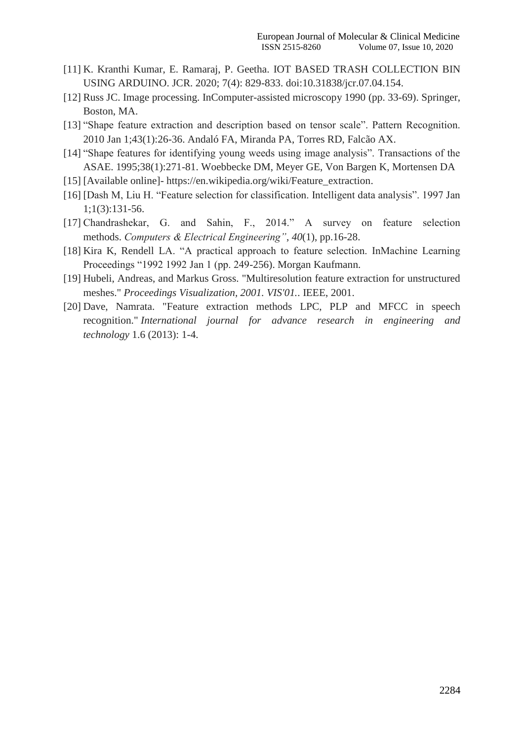[11] K. Kranthi Kumar, E. Ramaraj, P. Geetha. IOT BASED TRASH COLLECTION BIN USING ARDUINO. JCR. 2020; 7(4): 829-833. doi:10.31838/jcr.07.04.154.

[12] Russ JC. Image processing. InComputer-assisted microscopy 1990 (pp. 33-69). Springer, Boston, MA.

[13] "Shape feature extraction and description based on tensor scale". Pattern Recognition. 2010 Jan 1;43(1):26-36. Andaló FA, Miranda PA, Torres RD, Falcão AX.

[14] "Shape features for identifying young weeds using image analysis". Transactions of the ASAE. 1995;38(1):271-81. Woebbecke DM, Meyer GE, Von Bargen K, Mortensen DA

[15] [Available online]- https://en.wikipedia.org/wiki/Feature_extraction.

[16] [Dash M, Liu H. "Feature selection for classification. Intelligent data analysis". 1997 Jan 1;1(3):131-56.

[17] Chandrashekar, G. and Sahin, F., 2014." A survey on feature selection methods. *Computers & Electrical Engineering"*, *40*(1), pp.16-28.

[18] Kira K, Rendell LA. "A practical approach to feature selection. InMachine Learning Proceedings "1992 1992 Jan 1 (pp. 249-256). Morgan Kaufmann.

[19] Hubeli, Andreas, and Markus Gross. "Multiresolution feature extraction for unstructured meshes." *Proceedings Visualization, 2001. VIS'01.*. IEEE, 2001.

[20] Dave, Namrata. "Feature extraction methods LPC, PLP and MFCC in speech recognition." *International journal for advance research in engineering and technology* 1.6 (2013): 1-4.